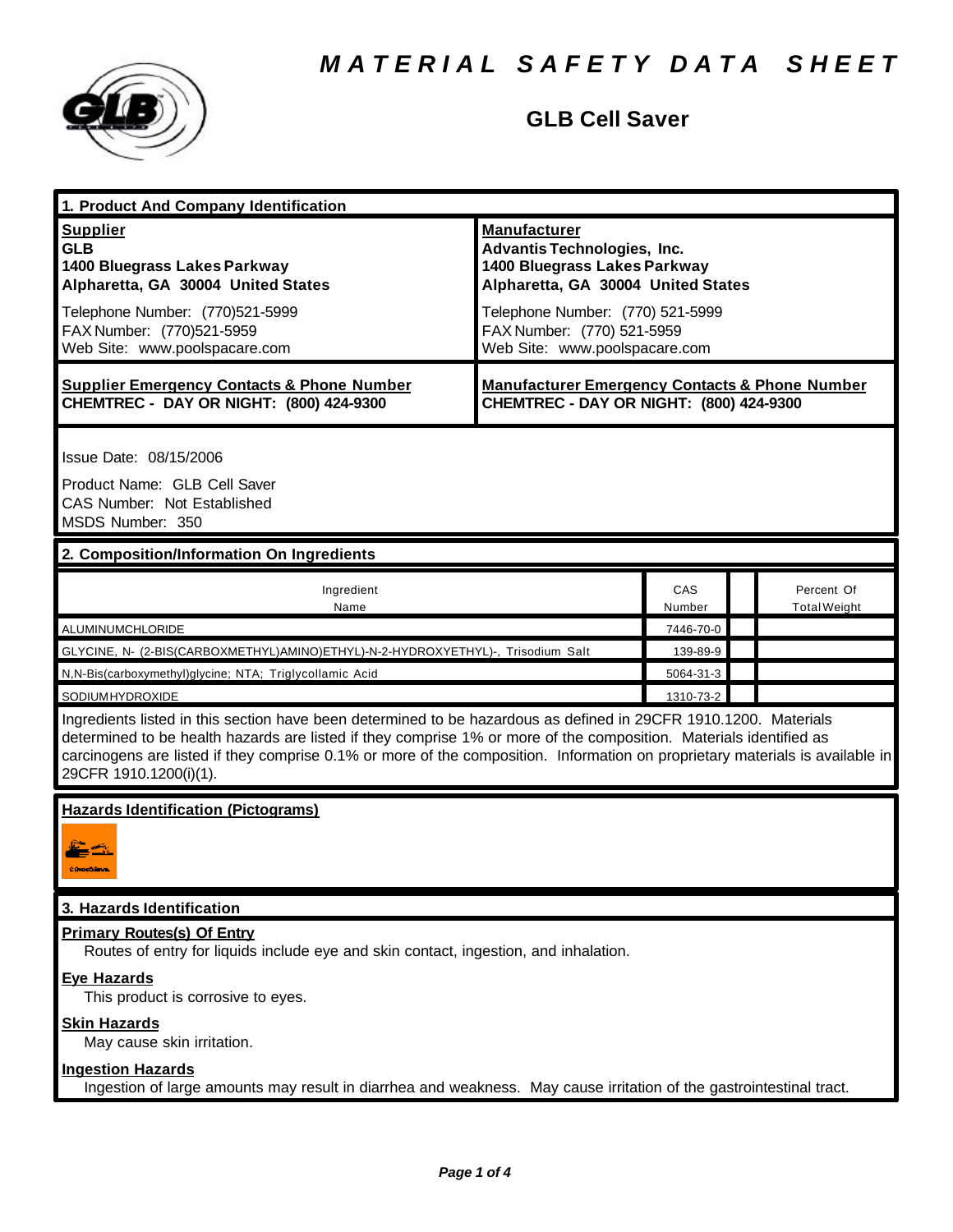# MATERIAL SAFETY DATA SHEET

## GLB Cell Saver

## 1. Product And Company Identification

| **Supplier** | **Manufacturer** |
|---|---|
| **GLB**<br>**1400 Bluegrass Lakes Parkway**<br>**Alpharetta, GA 30004 United States** | **Advantis Technologies, Inc.**<br>**1400 Bluegrass Lakes Parkway**<br>**Alpharetta, GA 30004 United States** |
| Telephone Number: (770)521-5999<br>FAX Number: (770)521-5959<br>Web Site: www.poolspacare.com | Telephone Number: (770) 521-5999<br>FAX Number: (770) 521-5959<br>Web Site: www.poolspacare.com |
| **Supplier Emergency Contacts & Phone Number**<br>**CHEMTREC - DAY OR NIGHT: (800) 424-9300** | **Manufacturer Emergency Contacts & Phone Number**<br>**CHEMTREC - DAY OR NIGHT: (800) 424-9300** |

Issue Date: 08/15/2006

Product Name: GLB Cell Saver
CAS Number: Not Established
MSDS Number: 350

## 2. Composition/Information On Ingredients

| Ingredient Name | CAS Number | | Percent Of Total Weight |
|---|---|---|---|
| ALUMINUMCHLORIDE | 7446-70-0 | | |
| GLYCINE, N- (2-BIS(CARBOXMETHYL)AMINO)ETHYL)-N-2-HYDROXYETHYL)-, Trisodium Salt | 139-89-9 | | |
| N,N-Bis(carboxymethyl)glycine; NTA; Triglycollamic Acid | 5064-31-3 | | |
| SODIUMHYDROXIDE | 1310-73-2 | | |

Ingredients listed in this section have been determined to be hazardous as defined in 29CFR 1910.1200. Materials determined to be health hazards are listed if they comprise 1% or more of the composition. Materials identified as carcinogens are listed if they comprise 0.1% or more of the composition. Information on proprietary materials is available in 29CFR 1910.1200(i)(1).

**Hazards Identification (Pictograms)**

## 3. Hazards Identification

**Primary Routes(s) Of Entry**

Routes of entry for liquids include eye and skin contact, ingestion, and inhalation.

**Eye Hazards**

This product is corrosive to eyes.

**Skin Hazards**

May cause skin irritation.

**Ingestion Hazards**

Ingestion of large amounts may result in diarrhea and weakness. May cause irritation of the gastrointestinal tract.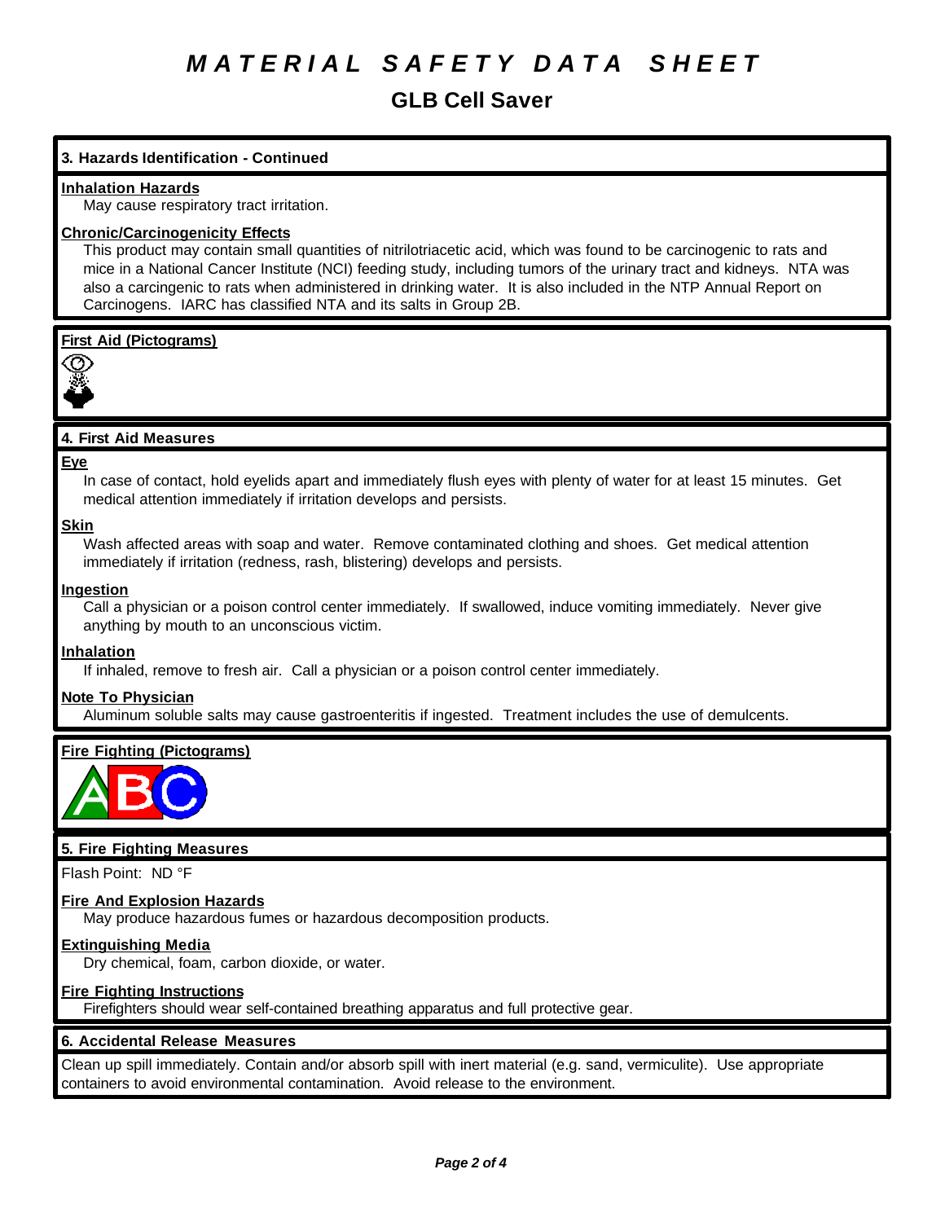# MATERIAL SAFETY DATA SHEET

## GLB Cell Saver

### 3. Hazards Identification - Continued

**Inhalation Hazards**

May cause respiratory tract irritation.

**Chronic/Carcinogenicity Effects**

This product may contain small quantities of nitrilotriacetic acid, which was found to be carcinogenic to rats and mice in a National Cancer Institute (NCI) feeding study, including tumors of the urinary tract and kidneys. NTA was also a carcingenic to rats when administered in drinking water. It is also included in the NTP Annual Report on Carcinogens. IARC has classified NTA and its salts in Group 2B.

**First Aid (Pictograms)**

### 4. First Aid Measures

**Eye**

In case of contact, hold eyelids apart and immediately flush eyes with plenty of water for at least 15 minutes. Get medical attention immediately if irritation develops and persists.

**Skin**

Wash affected areas with soap and water. Remove contaminated clothing and shoes. Get medical attention immediately if irritation (redness, rash, blistering) develops and persists.

**Ingestion**

Call a physician or a poison control center immediately. If swallowed, induce vomiting immediately. Never give anything by mouth to an unconscious victim.

**Inhalation**

If inhaled, remove to fresh air. Call a physician or a poison control center immediately.

**Note To Physician**

Aluminum soluble salts may cause gastroenteritis if ingested. Treatment includes the use of demulcents.

**Fire Fighting (Pictograms)**

### 5. Fire Fighting Measures

Flash Point: ND °F

**Fire And Explosion Hazards**

May produce hazardous fumes or hazardous decomposition products.

**Extinguishing Media**

Dry chemical, foam, carbon dioxide, or water.

**Fire Fighting Instructions**

Firefighters should wear self-contained breathing apparatus and full protective gear.

### 6. Accidental Release Measures

Clean up spill immediately. Contain and/or absorb spill with inert material (e.g. sand, vermiculite). Use appropriate containers to avoid environmental contamination. Avoid release to the environment.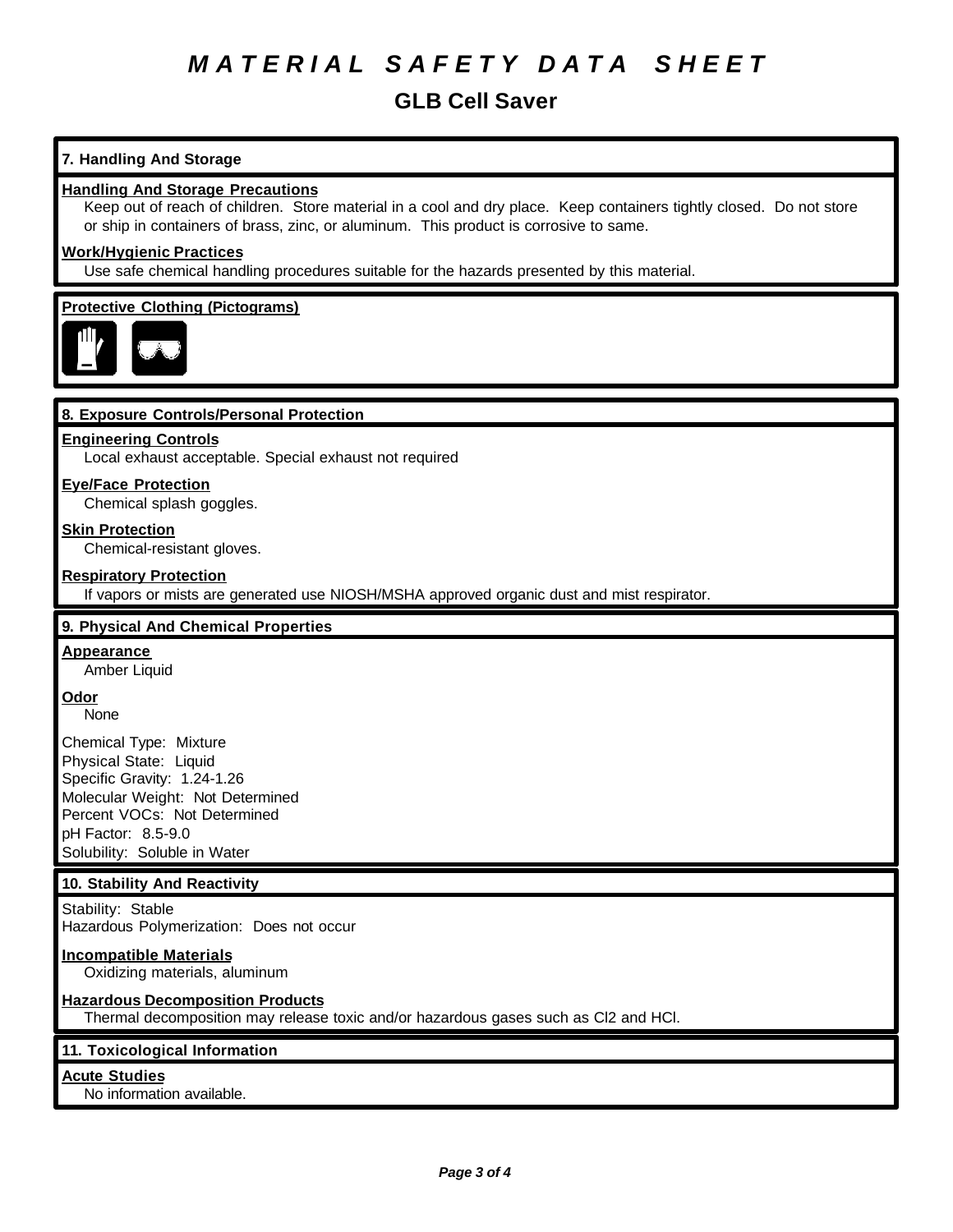# MATERIAL SAFETY DATA SHEET

## GLB Cell Saver

### 7. Handling And Storage

**Handling And Storage Precautions**

Keep out of reach of children. Store material in a cool and dry place. Keep containers tightly closed. Do not store or ship in containers of brass, zinc, or aluminum. This product is corrosive to same.

**Work/Hygienic Practices**

Use safe chemical handling procedures suitable for the hazards presented by this material.

**Protective Clothing (Pictograms)**

### 8. Exposure Controls/Personal Protection

**Engineering Controls**

Local exhaust acceptable. Special exhaust not required

**Eye/Face Protection**

Chemical splash goggles.

**Skin Protection**

Chemical-resistant gloves.

**Respiratory Protection**

If vapors or mists are generated use NIOSH/MSHA approved organic dust and mist respirator.

### 9. Physical And Chemical Properties

**Appearance**

Amber Liquid

**Odor**

None

Chemical Type: Mixture
Physical State: Liquid
Specific Gravity: 1.24-1.26
Molecular Weight: Not Determined
Percent VOCs: Not Determined
pH Factor: 8.5-9.0
Solubility: Soluble in Water

### 10. Stability And Reactivity

Stability: Stable
Hazardous Polymerization: Does not occur

**Incompatible Materials**

Oxidizing materials, aluminum

**Hazardous Decomposition Products**

Thermal decomposition may release toxic and/or hazardous gases such as $Cl_2$ and HCl.

### 11. Toxicological Information

**Acute Studies**

No information available.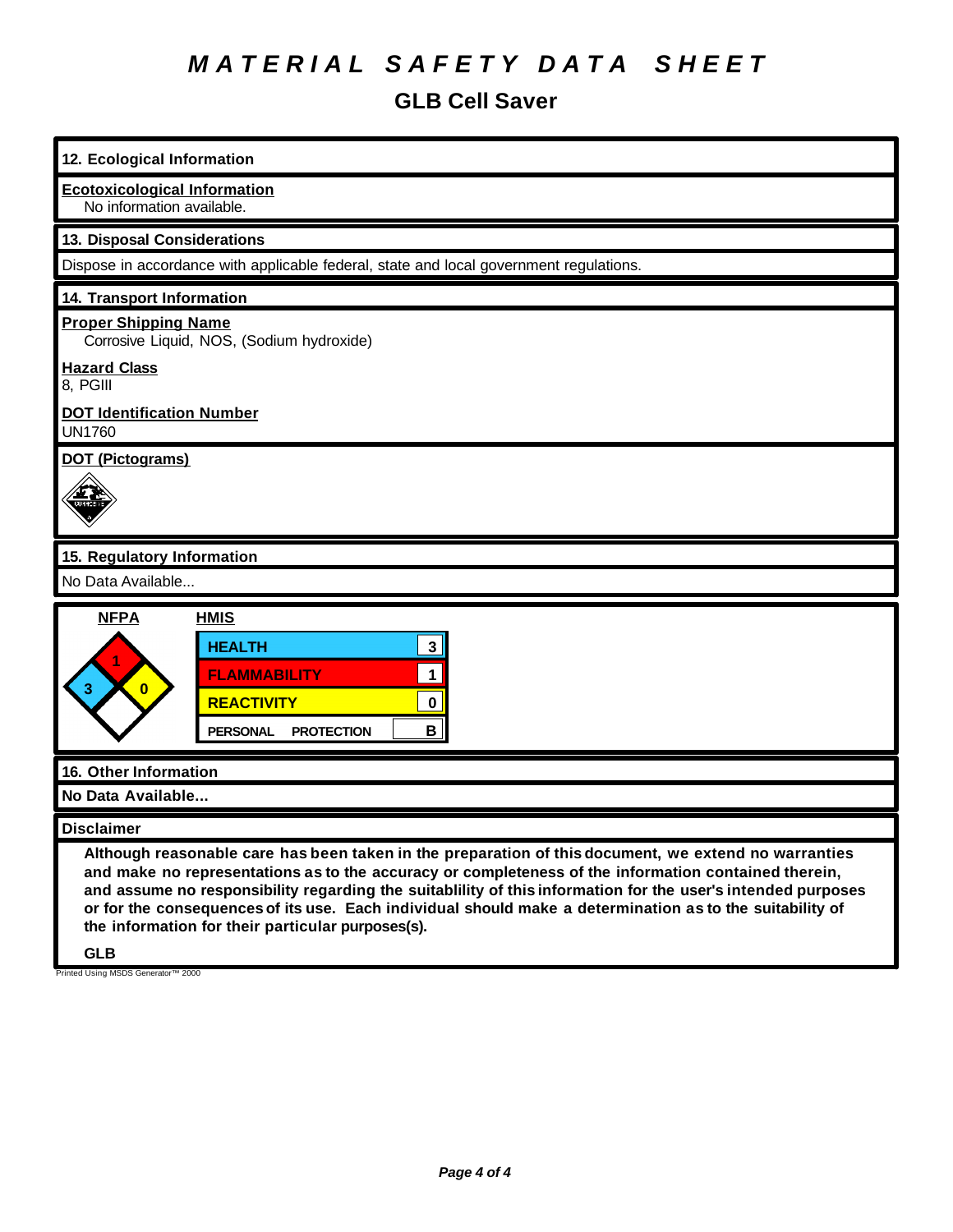# MATERIAL SAFETY DATA SHEET

## GLB Cell Saver

### 12. Ecological Information

**Ecotoxicological Information**

No information available.

### 13. Disposal Considerations

Dispose in accordance with applicable federal, state and local government regulations.

### 14. Transport Information

**Proper Shipping Name**

Corrosive Liquid, NOS, (Sodium hydroxide)

**Hazard Class**

8, PGIII

**DOT Identification Number**

UN1760

**DOT (Pictograms)**

### 15. Regulatory Information

No Data Available...

**NFPA**

Flammability: 1
Health: 3
Reactivity: 0

**HMIS**

| | |
|---|---|
| HEALTH | 3 |
| FLAMMABILITY | 1 |
| REACTIVITY | 0 |
| PERSONAL PROTECTION | B |

### 16. Other Information

**No Data Available...**

### Disclaimer

**Although reasonable care has been taken in the preparation of this document, we extend no warranties and make no representations as to the accuracy or completeness of the information contained therein, and assume no responsibility regarding the suitablility of this information for the user's intended purposes or for the consequences of its use. Each individual should make a determination as to the suitability of the information for their particular purposes(s).**

**GLB**

Printed Using MSDS Generator™ 2000